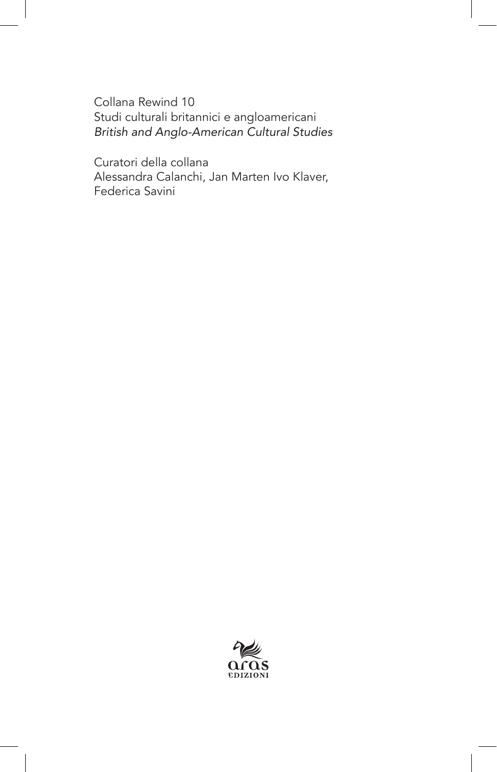Collana Rewind 10
Studi culturali britannici e angloamericani
*British and Anglo-American Cultural Studies*

Curatori della collana
Alessandra Calanchi, Jan Marten Ivo Klaver,
Federica Savini

aras
EDIZIONI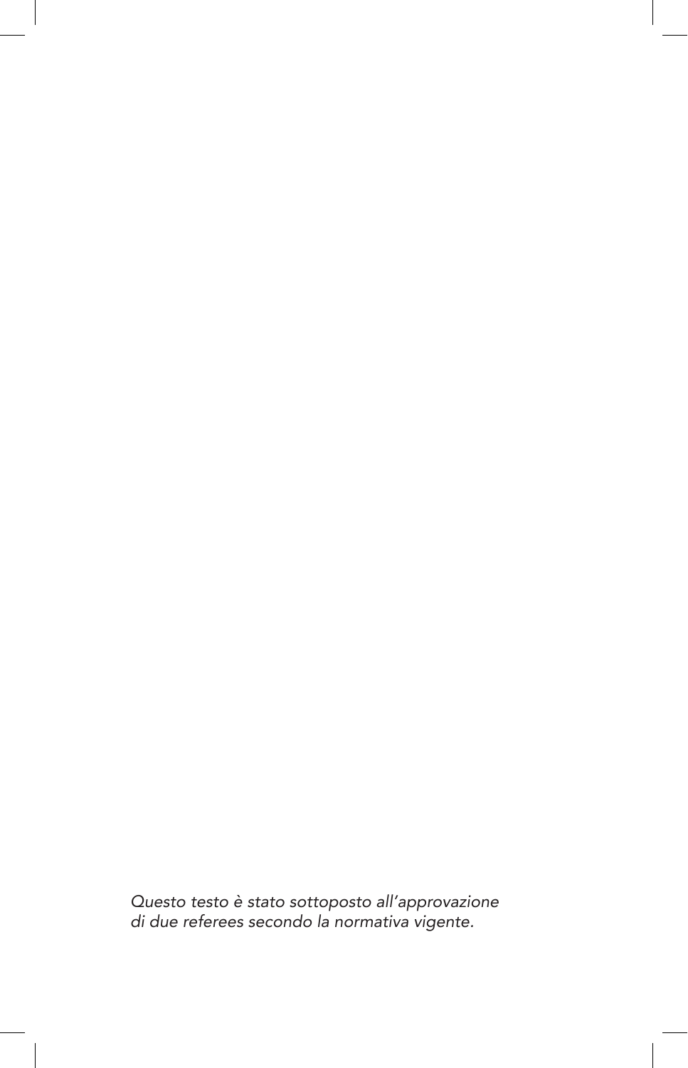*Questo testo è stato sottoposto all'approvazione di due referees secondo la normativa vigente.*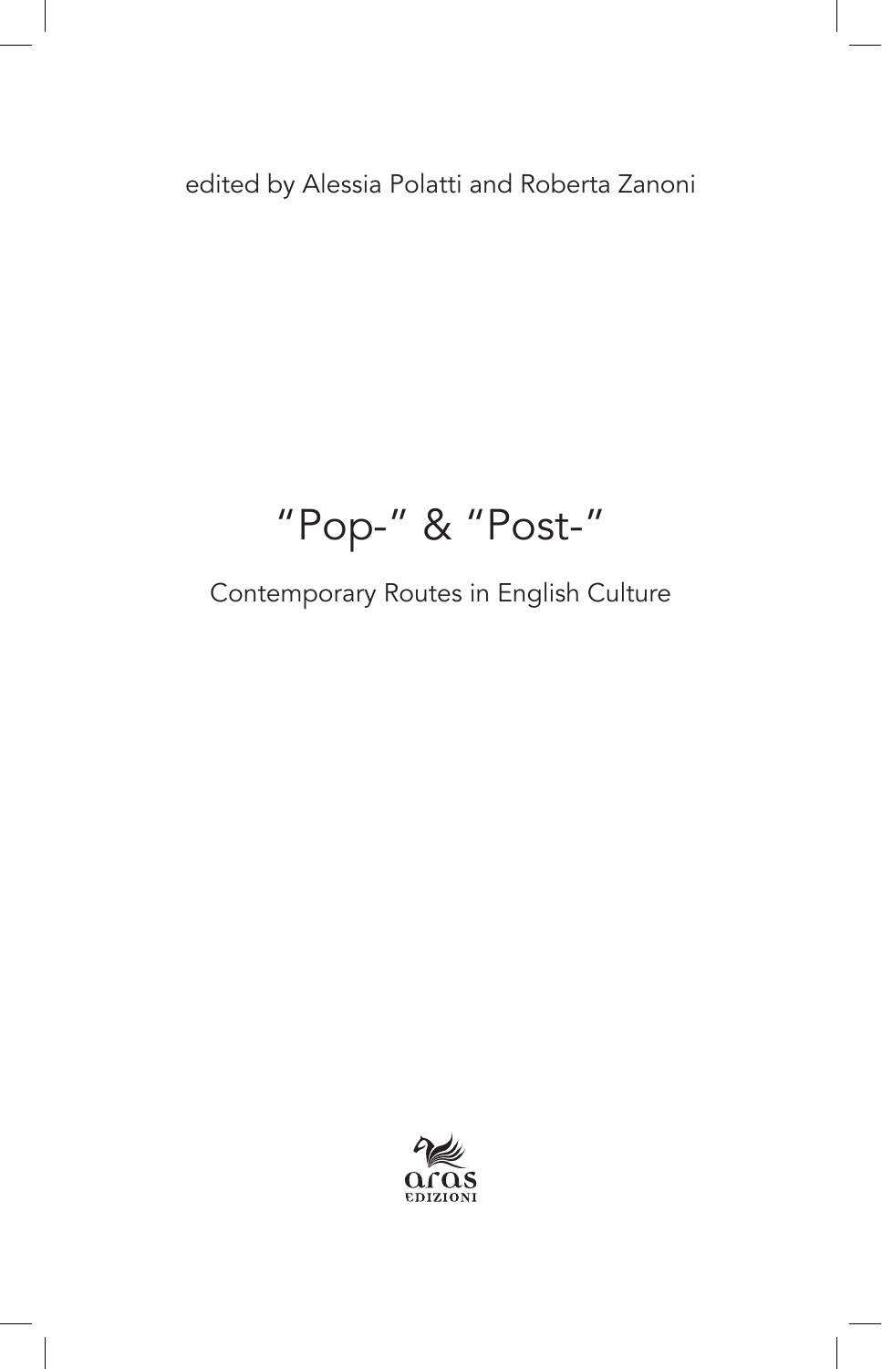edited by Alessia Polatti and Roberta Zanoni

# "Pop-" & "Post-"

## Contemporary Routes in English Culture

aras EDIZIONI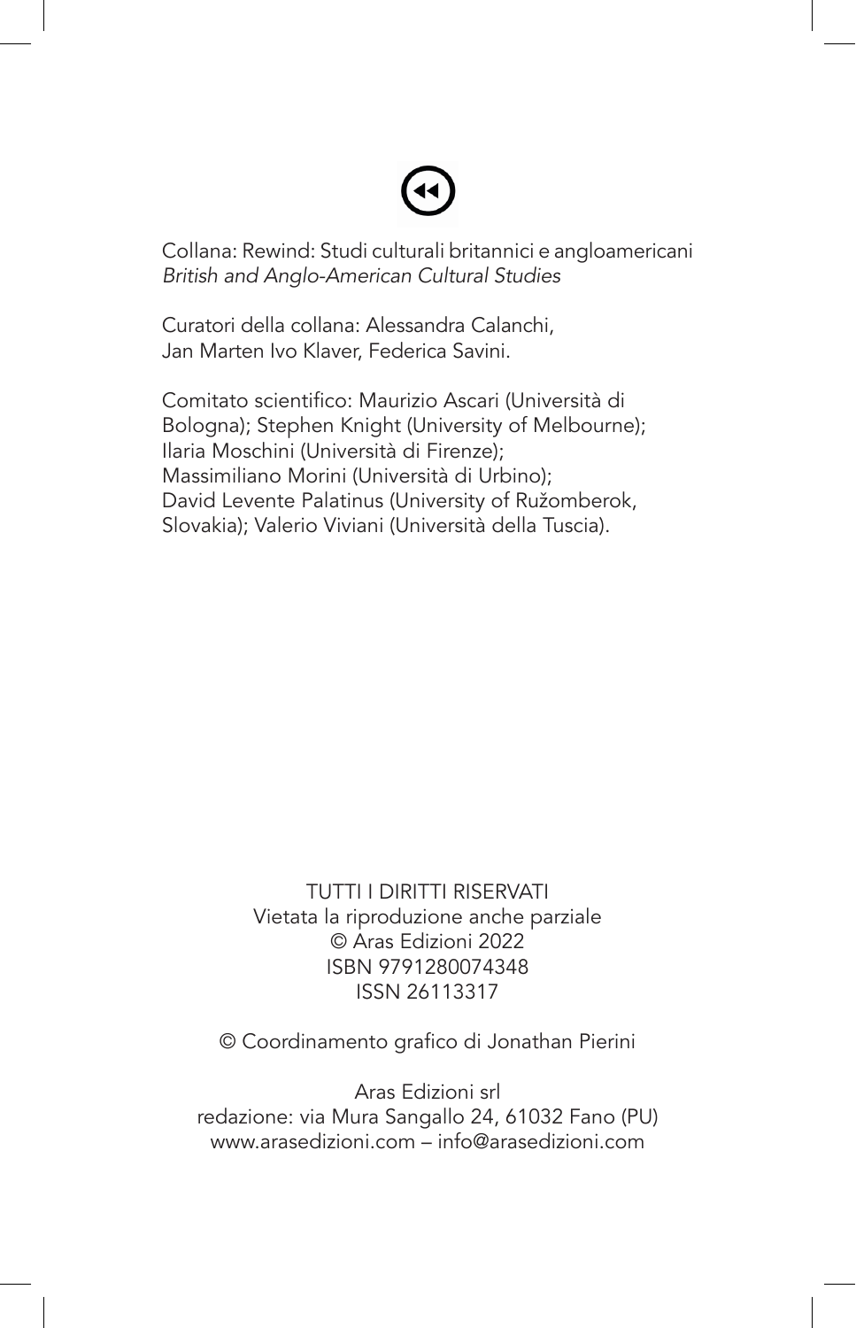Collana: Rewind: Studi culturali britannici e angloamericani
*British and Anglo-American Cultural Studies*

Curatori della collana: Alessandra Calanchi,
Jan Marten Ivo Klaver, Federica Savini.

Comitato scientifico: Maurizio Ascari (Università di Bologna); Stephen Knight (University of Melbourne); Ilaria Moschini (Università di Firenze); Massimiliano Morini (Università di Urbino); David Levente Palatinus (University of Ružomberok, Slovakia); Valerio Viviani (Università della Tuscia).

TUTTI I DIRITTI RISERVATI
Vietata la riproduzione anche parziale
© Aras Edizioni 2022
ISBN 9791280074348
ISSN 26113317

© Coordinamento grafico di Jonathan Pierini

Aras Edizioni srl
redazione: via Mura Sangallo 24, 61032 Fano (PU)
www.arasedizioni.com – info@arasedizioni.com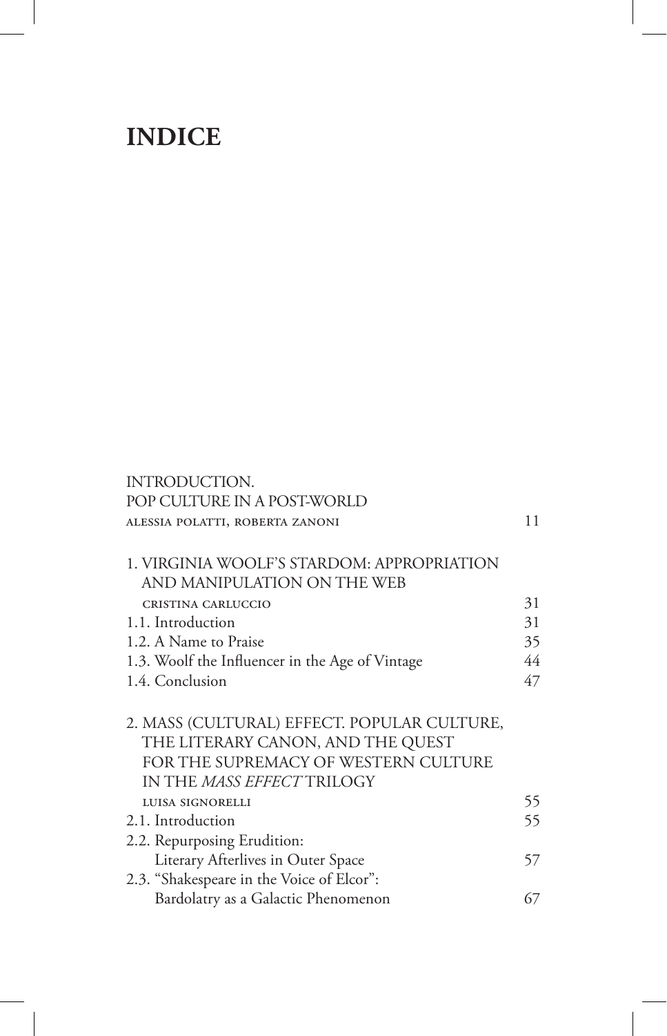# INDICE

| | |
|---|---|
| INTRODUCTION.<br>POP CULTURE IN A POST-WORLD<br>ALESSIA POLATTI, ROBERTA ZANONI | 11 |
| | |
| 1. VIRGINIA WOOLF'S STARDOM: APPROPRIATION AND MANIPULATION ON THE WEB<br>CRISTINA CARLUCCIO | 31 |
| 1.1. Introduction | 31 |
| 1.2. A Name to Praise | 35 |
| 1.3. Woolf the Influencer in the Age of Vintage | 44 |
| 1.4. Conclusion | 47 |
| | |
| 2. MASS (CULTURAL) EFFECT. POPULAR CULTURE, THE LITERARY CANON, AND THE QUEST FOR THE SUPREMACY OF WESTERN CULTURE IN THE *MASS EFFECT* TRILOGY<br>LUISA SIGNORELLI | 55 |
| 2.1. Introduction | 55 |
| 2.2. Repurposing Erudition: Literary Afterlives in Outer Space | 57 |
| 2.3. "Shakespeare in the Voice of Elcor": Bardolatry as a Galactic Phenomenon | 67 |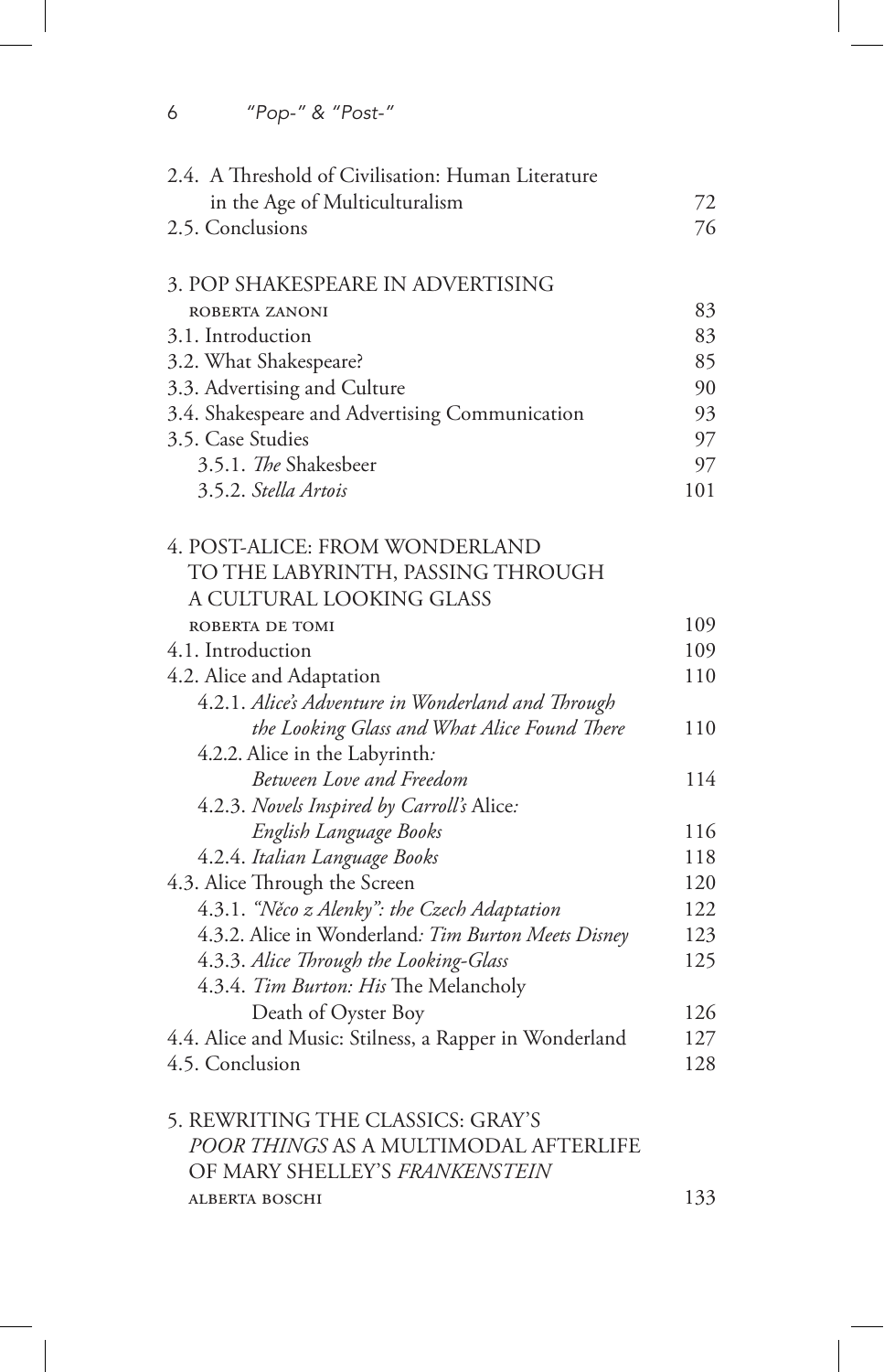| | |
|---|---|
| 2.4. A Threshold of Civilisation: Human Literature in the Age of Multiculturalism | 72 |
| 2.5. Conclusions | 76 |
| | |
| 3. POP SHAKESPEARE IN ADVERTISING | |
| ROBERTA ZANONI | 83 |
| 3.1. Introduction | 83 |
| 3.2. What Shakespeare? | 85 |
| 3.3. Advertising and Culture | 90 |
| 3.4. Shakespeare and Advertising Communication | 93 |
| 3.5. Case Studies | 97 |
| 3.5.1. *The* Shakesbeer | 97 |
| 3.5.2. *Stella Artois* | 101 |
| | |
| 4. POST-ALICE: FROM WONDERLAND TO THE LABYRINTH, PASSING THROUGH A CULTURAL LOOKING GLASS | |
| ROBERTA DE TOMI | 109 |
| 4.1. Introduction | 109 |
| 4.2. Alice and Adaptation | 110 |
| 4.2.1. *Alice's Adventure in Wonderland and Through the Looking Glass and What Alice Found There* | 110 |
| 4.2.2. Alice in the Labyrinth*: Between Love and Freedom* | 114 |
| 4.2.3. *Novels Inspired by Carroll's* Alice*: English Language Books* | 116 |
| 4.2.4. *Italian Language Books* | 118 |
| 4.3. Alice Through the Screen | 120 |
| 4.3.1. *"Něco z Alenky": the Czech Adaptation* | 122 |
| 4.3.2. Alice in Wonderland*: Tim Burton Meets Disney* | 123 |
| 4.3.3. *Alice Through the Looking-Glass* | 125 |
| 4.3.4. *Tim Burton: His* The Melancholy Death of Oyster Boy | 126 |
| 4.4. Alice and Music: Stilness, a Rapper in Wonderland | 127 |
| 4.5. Conclusion | 128 |
| | |
| 5. REWRITING THE CLASSICS: GRAY'S *POOR THINGS* AS A MULTIMODAL AFTERLIFE OF MARY SHELLEY'S *FRANKENSTEIN* | |
| ALBERTA BOSCHI | 133 |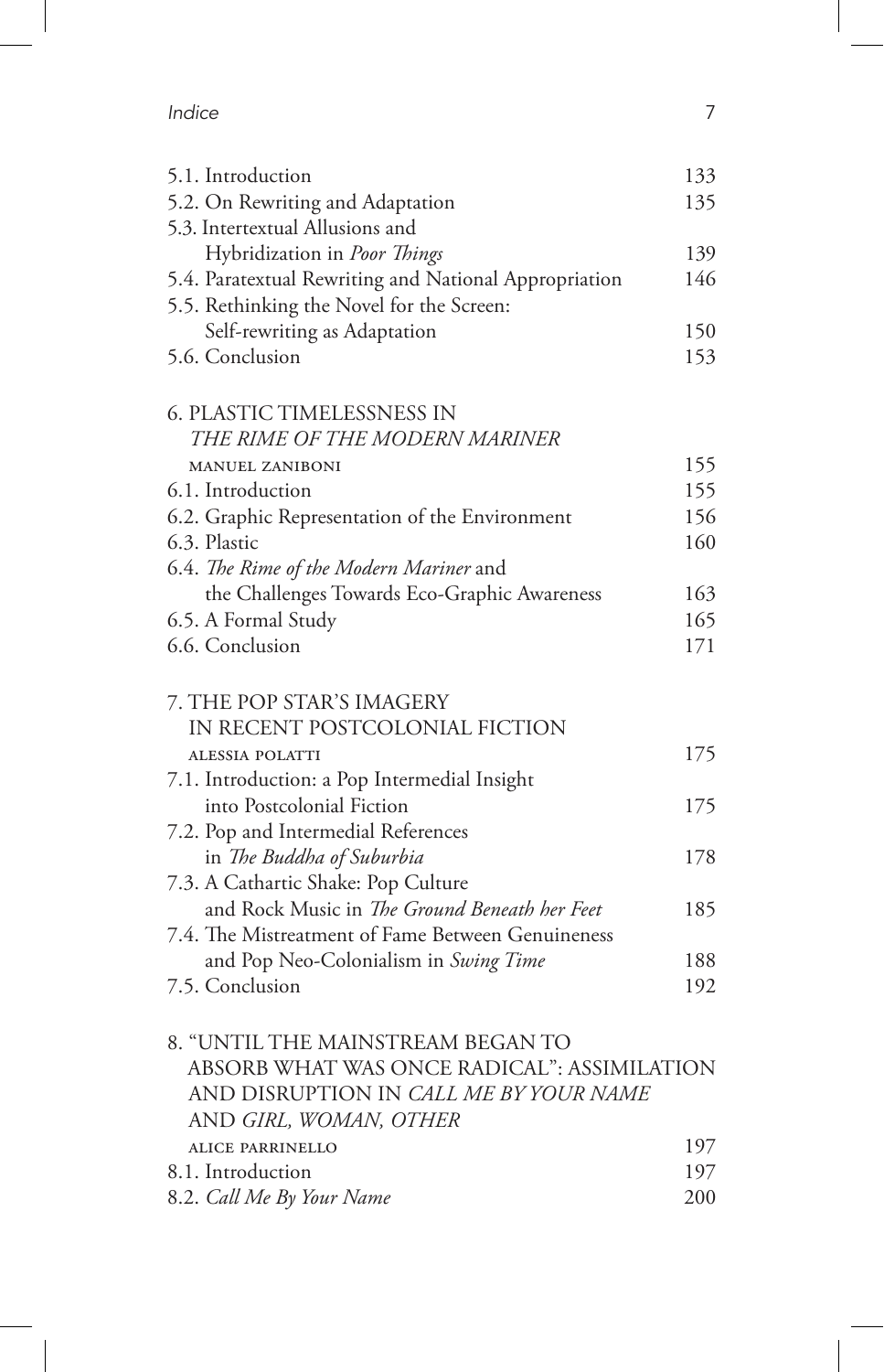5.1. Introduction 133
5.2. On Rewriting and Adaptation 135
5.3. Intertextual Allusions and Hybridization in *Poor Things* 139
5.4. Paratextual Rewriting and National Appropriation 146
5.5. Rethinking the Novel for the Screen: Self-rewriting as Adaptation 150
5.6. Conclusion 153

6. PLASTIC TIMELESSNESS IN *THE RIME OF THE MODERN MARINER*
MANUEL ZANIBONI 155
6.1. Introduction 155
6.2. Graphic Representation of the Environment 156
6.3. Plastic 160
6.4. *The Rime of the Modern Mariner* and the Challenges Towards Eco-Graphic Awareness 163
6.5. A Formal Study 165
6.6. Conclusion 171

7. THE POP STAR'S IMAGERY IN RECENT POSTCOLONIAL FICTION
ALESSIA POLATTI 175
7.1. Introduction: a Pop Intermedial Insight into Postcolonial Fiction 175
7.2. Pop and Intermedial References in *The Buddha of Suburbia* 178
7.3. A Cathartic Shake: Pop Culture and Rock Music in *The Ground Beneath her Feet* 185
7.4. The Mistreatment of Fame Between Genuineness and Pop Neo-Colonialism in *Swing Time* 188
7.5. Conclusion 192

8. "UNTIL THE MAINSTREAM BEGAN TO ABSORB WHAT WAS ONCE RADICAL": ASSIMILATION AND DISRUPTION IN *CALL ME BY YOUR NAME* AND *GIRL, WOMAN, OTHER*
ALICE PARRINELLO 197
8.1. Introduction 197
8.2. *Call Me By Your Name* 200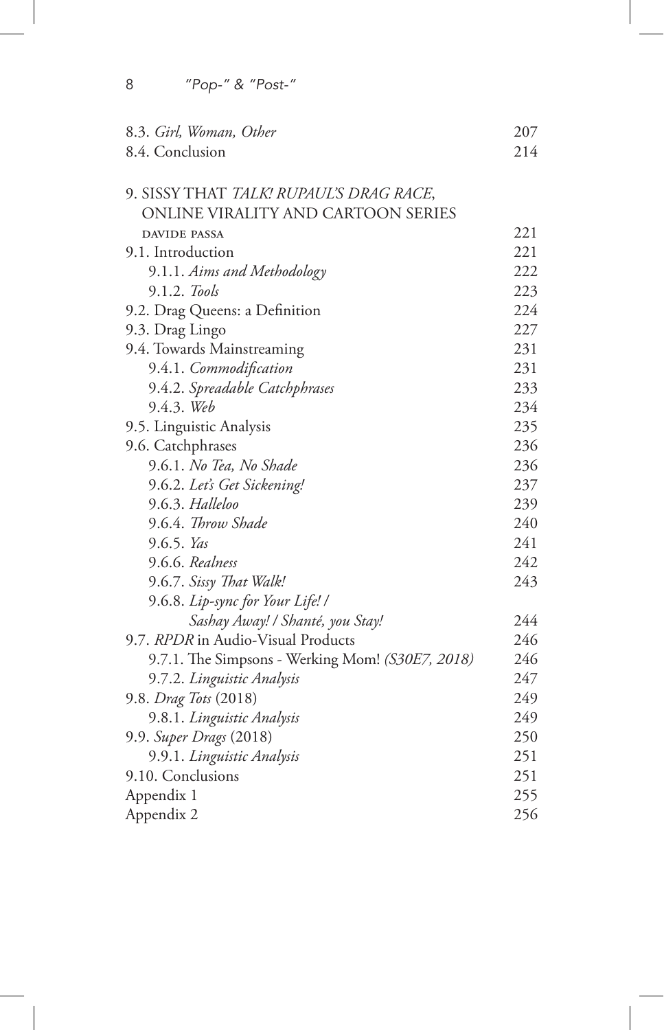8.3. *Girl, Woman, Other* 207
8.4. Conclusion 214

9. SISSY THAT *TALK! RUPAUL'S DRAG RACE*, ONLINE VIRALITY AND CARTOON SERIES
DAVIDE PASSA 221
9.1. Introduction 221
 9.1.1. *Aims and Methodology* 222
 9.1.2. *Tools* 223
9.2. Drag Queens: a Definition 224
9.3. Drag Lingo 227
9.4. Towards Mainstreaming 231
 9.4.1. *Commodification* 231
 9.4.2. *Spreadable Catchphrases* 233
 9.4.3. *Web* 234
9.5. Linguistic Analysis 235
9.6. Catchphrases 236
 9.6.1. *No Tea, No Shade* 236
 9.6.2. *Let's Get Sickening!* 237
 9.6.3. *Halleloo* 239
 9.6.4. *Throw Shade* 240
 9.6.5. *Yas* 241
 9.6.6. *Realness* 242
 9.6.7. *Sissy That Walk!* 243
 9.6.8. *Lip-sync for Your Life! / Sashay Away! / Shanté, you Stay!* 244
9.7. *RPDR* in Audio-Visual Products 246
 9.7.1. The Simpsons - Werking Mom! *(S30E7, 2018)* 246
 9.7.2. *Linguistic Analysis* 247
9.8. *Drag Tots* (2018) 249
 9.8.1. *Linguistic Analysis* 249
9.9. *Super Drags* (2018) 250
 9.9.1. *Linguistic Analysis* 251
9.10. Conclusions 251
Appendix 1 255
Appendix 2 256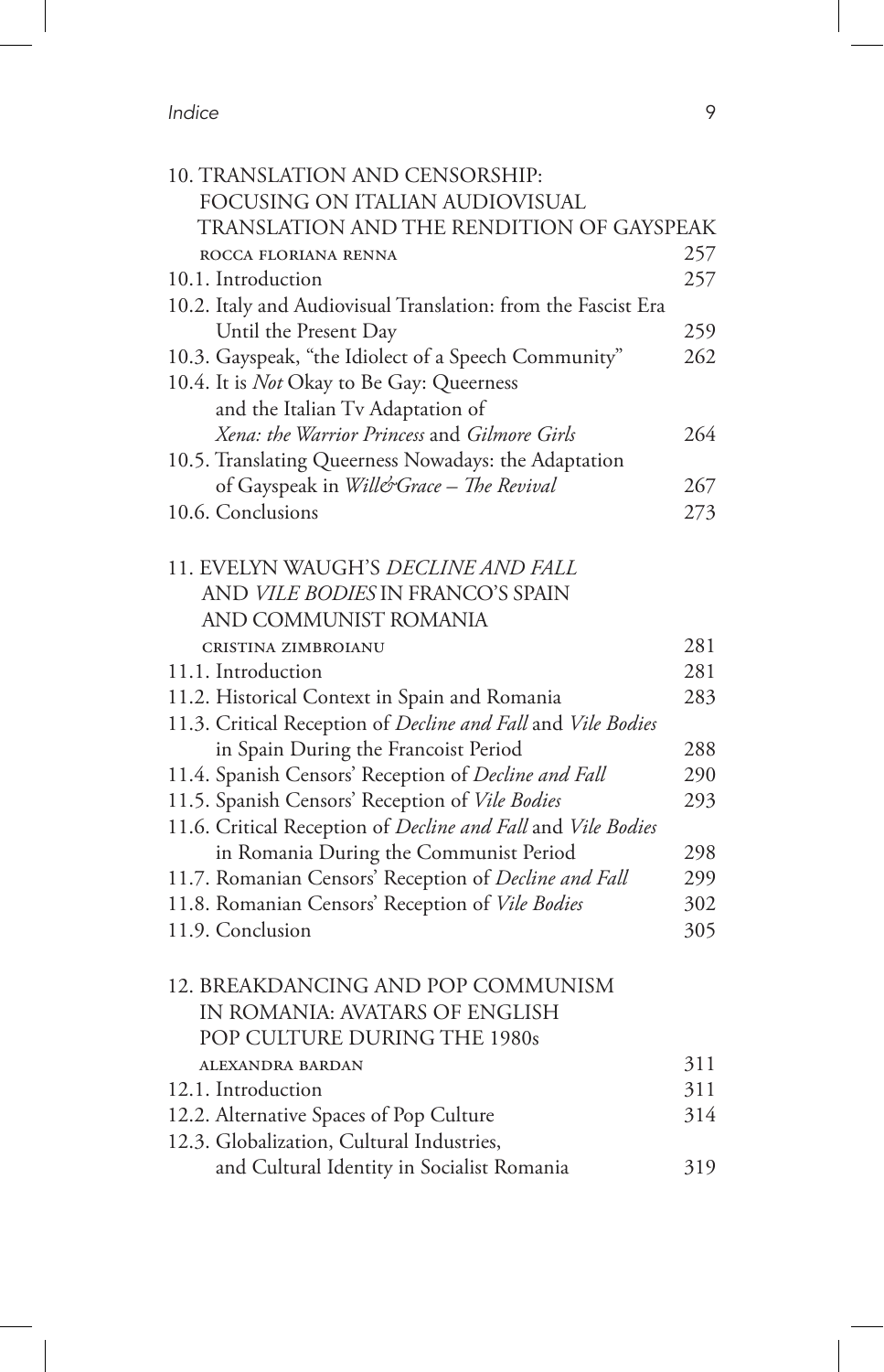10. TRANSLATION AND CENSORSHIP: FOCUSING ON ITALIAN AUDIOVISUAL TRANSLATION AND THE RENDITION OF GAYSPEAK
ROCCA FLORIANA RENNA 257
10.1. Introduction 257
10.2. Italy and Audiovisual Translation: from the Fascist Era Until the Present Day 259
10.3. Gayspeak, "the Idiolect of a Speech Community" 262
10.4. It is *Not* Okay to Be Gay: Queerness and the Italian Tv Adaptation of *Xena: the Warrior Princess* and *Gilmore Girls* 264
10.5. Translating Queerness Nowadays: the Adaptation of Gayspeak in *Will&Grace – The Revival* 267
10.6. Conclusions 273

11. EVELYN WAUGH'S *DECLINE AND FALL* AND *VILE BODIES* IN FRANCO'S SPAIN AND COMMUNIST ROMANIA
CRISTINA ZIMBROIANU 281
11.1. Introduction 281
11.2. Historical Context in Spain and Romania 283
11.3. Critical Reception of *Decline and Fall* and *Vile Bodies* in Spain During the Francoist Period 288
11.4. Spanish Censors' Reception of *Decline and Fall* 290
11.5. Spanish Censors' Reception of *Vile Bodies* 293
11.6. Critical Reception of *Decline and Fall* and *Vile Bodies* in Romania During the Communist Period 298
11.7. Romanian Censors' Reception of *Decline and Fall* 299
11.8. Romanian Censors' Reception of *Vile Bodies* 302
11.9. Conclusion 305

12. BREAKDANCING AND POP COMMUNISM IN ROMANIA: AVATARS OF ENGLISH POP CULTURE DURING THE 1980s
ALEXANDRA BARDAN 311
12.1. Introduction 311
12.2. Alternative Spaces of Pop Culture 314
12.3. Globalization, Cultural Industries, and Cultural Identity in Socialist Romania 319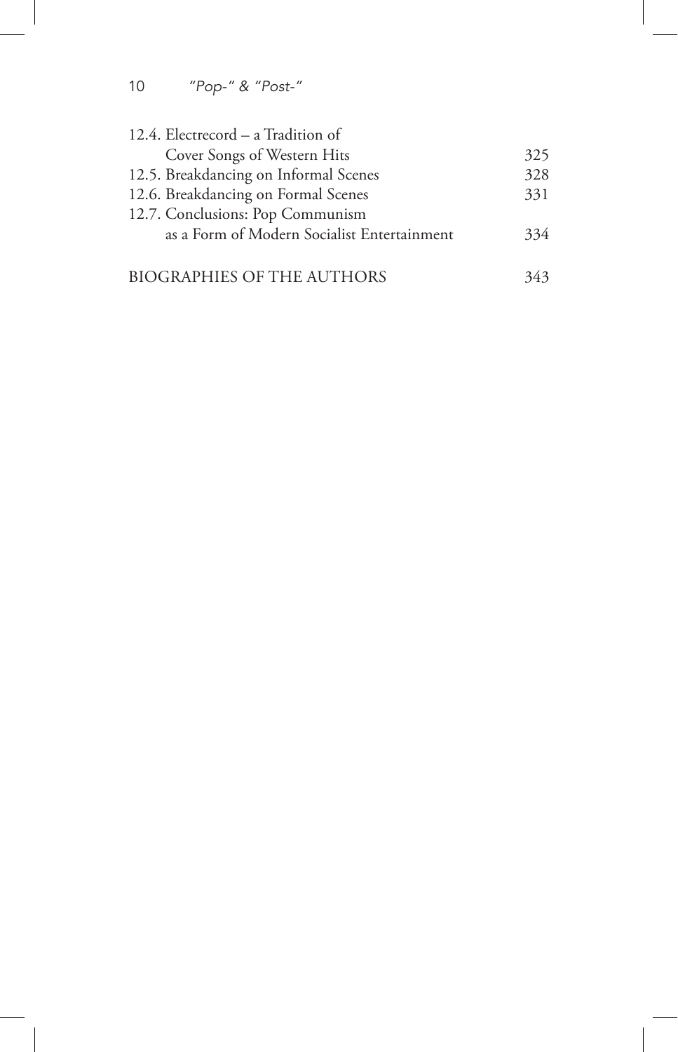12.4. Electrecord – a Tradition of Cover Songs of Western Hits 325
12.5. Breakdancing on Informal Scenes 328
12.6. Breakdancing on Formal Scenes 331
12.7. Conclusions: Pop Communism as a Form of Modern Socialist Entertainment 334

BIOGRAPHIES OF THE AUTHORS 343